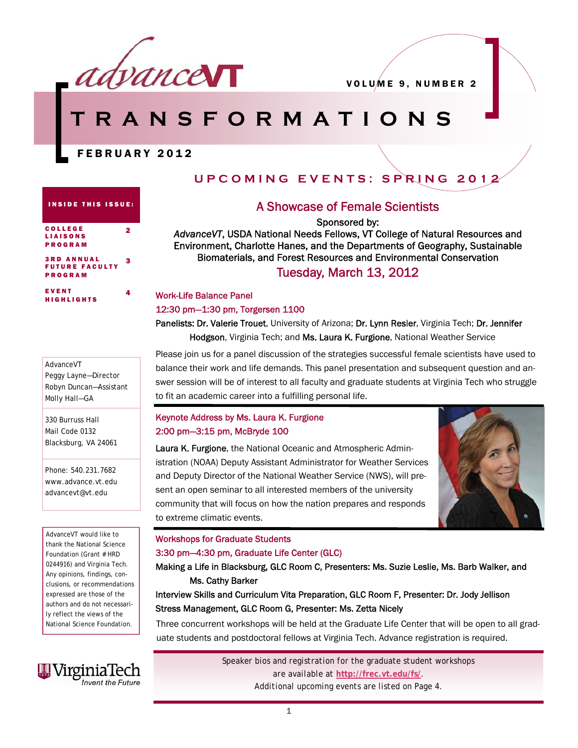# advanceVT TRANSFORMATIONS

VOLUME 9, NUMBER 2

FEBRUARY 2012

## UPCOMING EVENTS: SPRING 2012

### A Showcase of Female Scientists

Sponsored by:

*AdvanceVT*, USDA National Needs Fellows, VT College of Natural Resources and Environment, Charlotte Hanes, and the Departments of Geography, Sustainable Biomaterials, and Forest Resources and Environmental Conservation

**Tuesday, March 13, 2012**

#### Work-Life Balance Panel

#### 12:30 pm—1:30 pm, Torgersen 1100

Panelists: Dr. Valerie Trouet, University of Arizona; Dr. Lynn Resler, Virginia Tech; Dr. Jennifer Hodgson, Virginia Tech; and Ms. Laura K. Furgione, National Weather Service

Please join us for a panel discussion of the strategies successful female scientists have used to balance their work and life demands. This panel presentation and subsequent question and answer session will be of interest to all faculty and graduate students at Virginia Tech who struggle to fit an academic career into a fulfilling personal life.

#### Keynote Address by Ms. Laura K. Furgione

#### 2:00 pm—3:15 pm, McBryde 100

Laura K. Furgione, the National Oceanic and Atmospheric Administration (NOAA) Deputy Assistant Administrator for Weather Services and Deputy Director of the National Weather Service (NWS), will present an open seminar to all interested members of the university community that will focus on how the nation prepares and responds to extreme climatic events.

#### Workshops for Graduate Students

#### 3:30 pm—4:30 pm, Graduate Life Center (GLC)

Making a Life in Blacksburg, GLC Room C, Presenters: Ms. Suzie Leslie, Ms. Barb Walker, and Ms. Cathy Barker

Interview Skills and Curriculum Vita Preparation, GLC Room F, Presenter: Dr. Jody Jellison

Stress Management, GLC Room G, Presenter: Ms. Zetta Nicely

Three concurrent workshops will be held at the Graduate Life Center that will be open to all graduate students and postdoctoral fellows at Virginia Tech. Advance registration is required.

Speaker bios and registration for the graduate student workshops are available at **http://frec.vt.edu/fs/**.
Additional upcoming events are listed on Page 4.

---

**INSIDE THIS ISSUE:**

- COLLEGE LIAISONS PROGRAM — 2
- 3RD ANNUAL FUTURE FACULTY PROGRAM — 3
- EVENT HIGHLIGHTS — 4

AdvanceVT
Peggy Layne—Director
Robyn Duncan—Assistant
Molly Hall—GA

330 Burruss Hall
Mail Code 0132
Blacksburg, VA 24061

Phone: 540.231.7682
www.advance.vt.edu
advancevt@vt.edu

AdvanceVT would like to thank the National Science Foundation (Grant #HRD 0244916) and Virginia Tech. Any opinions, findings, conclusions, or recommendations expressed are those of the authors and do not necessarily reflect the views of the National Science Foundation.

VirginiaTech — Invent the Future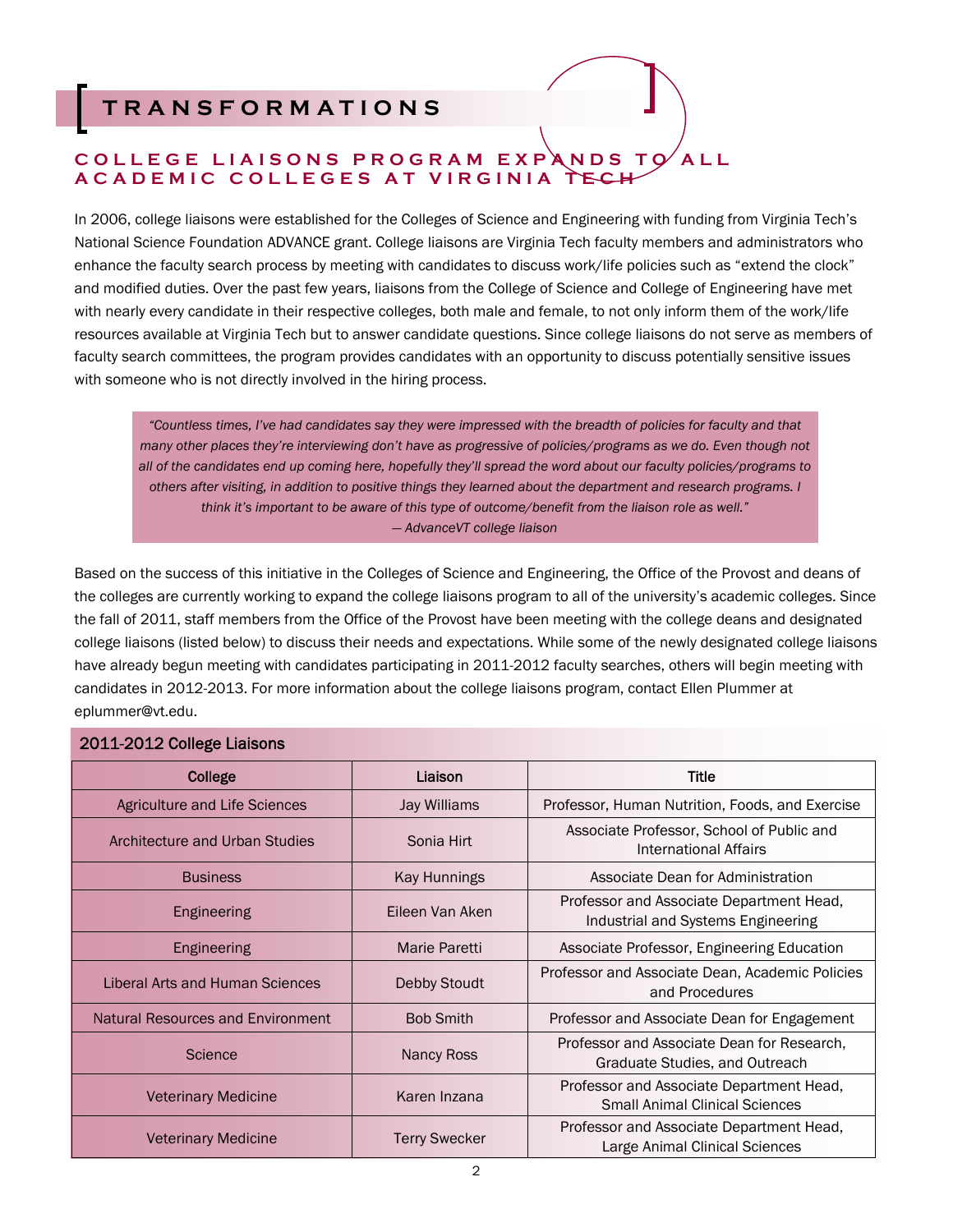# TRANSFORMATIONS

## COLLEGE LIAISONS PROGRAM EXPANDS TO ALL ACADEMIC COLLEGES AT VIRGINIA TECH

In 2006, college liaisons were established for the Colleges of Science and Engineering with funding from Virginia Tech's National Science Foundation ADVANCE grant. College liaisons are Virginia Tech faculty members and administrators who enhance the faculty search process by meeting with candidates to discuss work/life policies such as "extend the clock" and modified duties. Over the past few years, liaisons from the College of Science and College of Engineering have met with nearly every candidate in their respective colleges, both male and female, to not only inform them of the work/life resources available at Virginia Tech but to answer candidate questions. Since college liaisons do not serve as members of faculty search committees, the program provides candidates with an opportunity to discuss potentially sensitive issues with someone who is not directly involved in the hiring process.

> *"Countless times, I've had candidates say they were impressed with the breadth of policies for faculty and that many other places they're interviewing don't have as progressive of policies/programs as we do. Even though not all of the candidates end up coming here, hopefully they'll spread the word about our faculty policies/programs to others after visiting, in addition to positive things they learned about the department and research programs. I think it's important to be aware of this type of outcome/benefit from the liaison role as well."*
> *— AdvanceVT college liaison*

Based on the success of this initiative in the Colleges of Science and Engineering, the Office of the Provost and deans of the colleges are currently working to expand the college liaisons program to all of the university's academic colleges. Since the fall of 2011, staff members from the Office of the Provost have been meeting with the college deans and designated college liaisons (listed below) to discuss their needs and expectations. While some of the newly designated college liaisons have already begun meeting with candidates participating in 2011-2012 faculty searches, others will begin meeting with candidates in 2012-2013. For more information about the college liaisons program, contact Ellen Plummer at eplummer@vt.edu.

**2011-2012 College Liaisons**

| College | Liaison | Title |
|---|---|---|
| Agriculture and Life Sciences | Jay Williams | Professor, Human Nutrition, Foods, and Exercise |
| Architecture and Urban Studies | Sonia Hirt | Associate Professor, School of Public and International Affairs |
| Business | Kay Hunnings | Associate Dean for Administration |
| Engineering | Eileen Van Aken | Professor and Associate Department Head, Industrial and Systems Engineering |
| Engineering | Marie Paretti | Associate Professor, Engineering Education |
| Liberal Arts and Human Sciences | Debby Stoudt | Professor and Associate Dean, Academic Policies and Procedures |
| Natural Resources and Environment | Bob Smith | Professor and Associate Dean for Engagement |
| Science | Nancy Ross | Professor and Associate Dean for Research, Graduate Studies, and Outreach |
| Veterinary Medicine | Karen Inzana | Professor and Associate Department Head, Small Animal Clinical Sciences |
| Veterinary Medicine | Terry Swecker | Professor and Associate Department Head, Large Animal Clinical Sciences |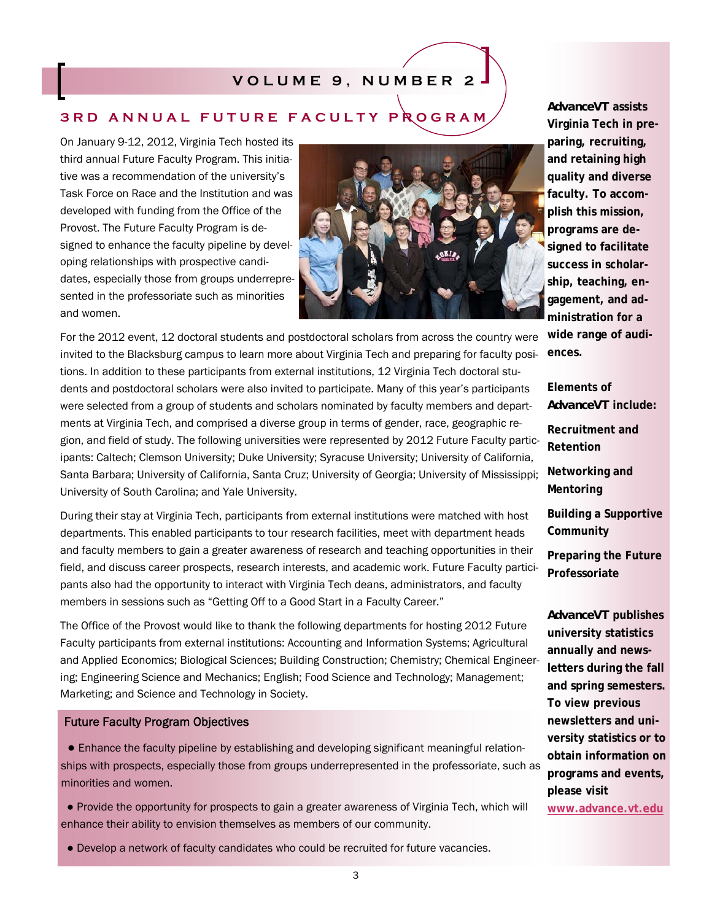## 3RD ANNUAL FUTURE FACULTY PROGRAM

On January 9-12, 2012, Virginia Tech hosted its third annual Future Faculty Program. This initiative was a recommendation of the university's Task Force on Race and the Institution and was developed with funding from the Office of the Provost. The Future Faculty Program is designed to enhance the faculty pipeline by developing relationships with prospective candidates, especially those from groups underrepresented in the professoriate such as minorities and women.

For the 2012 event, 12 doctoral students and postdoctoral scholars from across the country were invited to the Blacksburg campus to learn more about Virginia Tech and preparing for faculty positions. In addition to these participants from external institutions, 12 Virginia Tech doctoral students and postdoctoral scholars were also invited to participate. Many of this year's participants were selected from a group of students and scholars nominated by faculty members and departments at Virginia Tech, and comprised a diverse group in terms of gender, race, geographic region, and field of study. The following universities were represented by 2012 Future Faculty participants: Caltech; Clemson University; Duke University; Syracuse University; University of California, Santa Barbara; University of California, Santa Cruz; University of Georgia; University of Mississippi; University of South Carolina; and Yale University.

During their stay at Virginia Tech, participants from external institutions were matched with host departments. This enabled participants to tour research facilities, meet with department heads and faculty members to gain a greater awareness of research and teaching opportunities in their field, and discuss career prospects, research interests, and academic work. Future Faculty participants also had the opportunity to interact with Virginia Tech deans, administrators, and faculty members in sessions such as "Getting Off to a Good Start in a Faculty Career."

The Office of the Provost would like to thank the following departments for hosting 2012 Future Faculty participants from external institutions: Accounting and Information Systems; Agricultural and Applied Economics; Biological Sciences; Building Construction; Chemistry; Chemical Engineering; Engineering Science and Mechanics; English; Food Science and Technology; Management; Marketing; and Science and Technology in Society.

### Future Faculty Program Objectives

- Enhance the faculty pipeline by establishing and developing significant meaningful relationships with prospects, especially those from groups underrepresented in the professoriate, such as minorities and women.
- Provide the opportunity for prospects to gain a greater awareness of Virginia Tech, which will enhance their ability to envision themselves as members of our community.
- Develop a network of faculty candidates who could be recruited for future vacancies.

**AdvanceVT assists Virginia Tech in preparing, recruiting, and retaining high quality and diverse faculty. To accomplish this mission, programs are designed to facilitate success in scholarship, teaching, engagement, and administration for a wide range of audiences.**

**Elements of AdvanceVT include:**

**Recruitment and Retention**

**Networking and Mentoring**

**Building a Supportive Community**

**Preparing the Future Professoriate**

**AdvanceVT publishes university statistics annually and newsletters during the fall and spring semesters. To view previous newsletters and university statistics or to obtain information on programs and events, please visit [www.advance.vt.edu](http://www.advance.vt.edu)**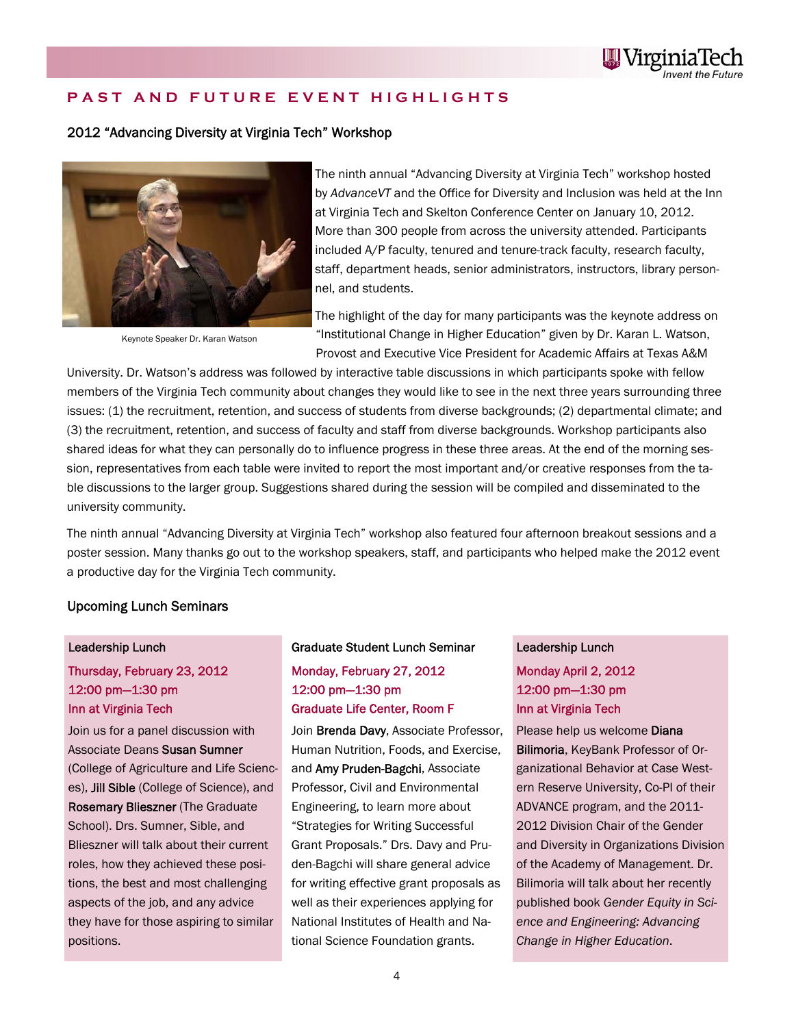## PAST AND FUTURE EVENT HIGHLIGHTS

### 2012 "Advancing Diversity at Virginia Tech" Workshop

Keynote Speaker Dr. Karan Watson

The ninth annual "Advancing Diversity at Virginia Tech" workshop hosted by *AdvanceVT* and the Office for Diversity and Inclusion was held at the Inn at Virginia Tech and Skelton Conference Center on January 10, 2012. More than 300 people from across the university attended. Participants included A/P faculty, tenured and tenure-track faculty, research faculty, staff, department heads, senior administrators, instructors, library personnel, and students.

The highlight of the day for many participants was the keynote address on "Institutional Change in Higher Education" given by Dr. Karan L. Watson, Provost and Executive Vice President for Academic Affairs at Texas A&M University. Dr. Watson's address was followed by interactive table discussions in which participants spoke with fellow members of the Virginia Tech community about changes they would like to see in the next three years surrounding three issues: (1) the recruitment, retention, and success of students from diverse backgrounds; (2) departmental climate; and (3) the recruitment, retention, and success of faculty and staff from diverse backgrounds. Workshop participants also shared ideas for what they can personally do to influence progress in these three areas. At the end of the morning session, representatives from each table were invited to report the most important and/or creative responses from the table discussions to the larger group. Suggestions shared during the session will be compiled and disseminated to the university community.

The ninth annual "Advancing Diversity at Virginia Tech" workshop also featured four afternoon breakout sessions and a poster session. Many thanks go out to the workshop speakers, staff, and participants who helped make the 2012 event a productive day for the Virginia Tech community.

### Upcoming Lunch Seminars

#### Leadership Lunch

**Thursday, February 23, 2012**
**12:00 pm—1:30 pm**
**Inn at Virginia Tech**

Join us for a panel discussion with Associate Deans **Susan Sumner** (College of Agriculture and Life Sciences), **Jill Sible** (College of Science), and **Rosemary Blieszner** (The Graduate School). Drs. Sumner, Sible, and Blieszner will talk about their current roles, how they achieved these positions, the best and most challenging aspects of the job, and any advice they have for those aspiring to similar positions.

#### Graduate Student Lunch Seminar

**Monday, February 27, 2012**
**12:00 pm—1:30 pm**
**Graduate Life Center, Room F**

Join **Brenda Davy**, Associate Professor, Human Nutrition, Foods, and Exercise, and **Amy Pruden-Bagchi**, Associate Professor, Civil and Environmental Engineering, to learn more about "Strategies for Writing Successful Grant Proposals." Drs. Davy and Pruden-Bagchi will share general advice for writing effective grant proposals as well as their experiences applying for National Institutes of Health and National Science Foundation grants.

#### Leadership Lunch

**Monday April 2, 2012**
**12:00 pm—1:30 pm**
**Inn at Virginia Tech**

Please help us welcome **Diana Bilimoria**, KeyBank Professor of Organizational Behavior at Case Western Reserve University, Co-PI of their ADVANCE program, and the 2011-2012 Division Chair of the Gender and Diversity in Organizations Division of the Academy of Management. Dr. Bilimoria will talk about her recently published book *Gender Equity in Science and Engineering: Advancing Change in Higher Education*.